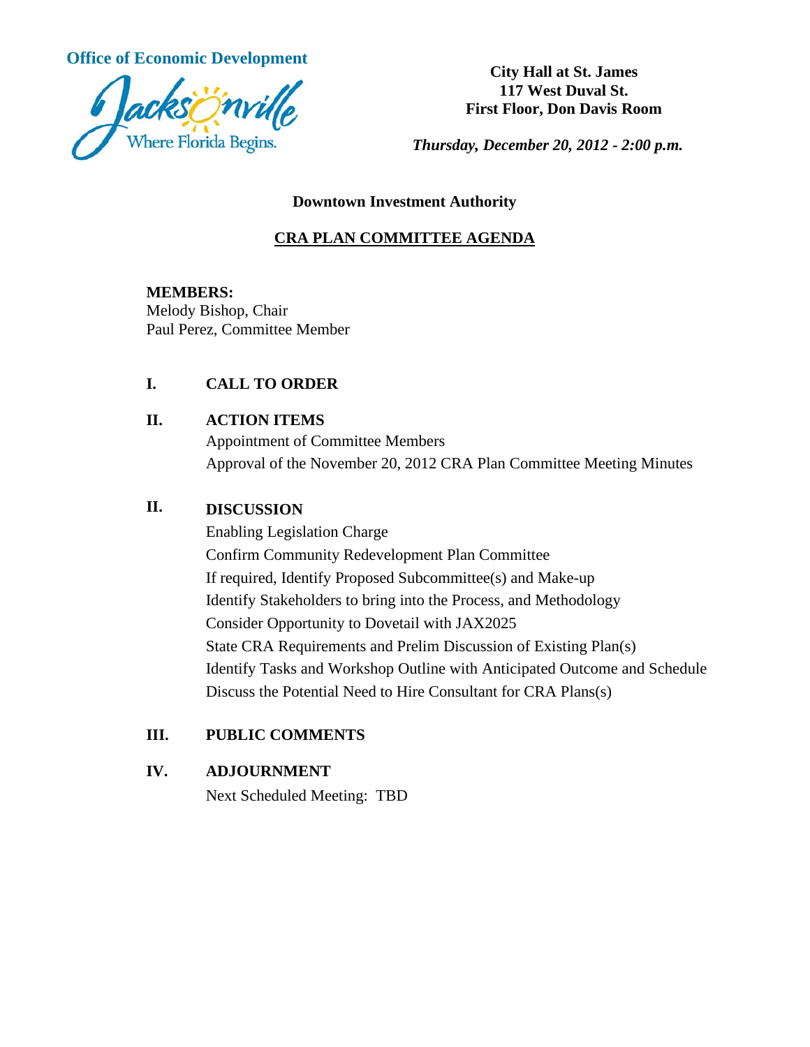**Office of Economic Development**

Jacksonville
Where Florida Begins.

**City Hall at St. James**
**117 West Duval St.**
**First Floor, Don Davis Room**

***Thursday, December 20, 2012 - 2:00 p.m.***

**Downtown Investment Authority**

## CRA PLAN COMMITTEE AGENDA

**MEMBERS:**
Melody Bishop, Chair
Paul Perez, Committee Member

**I. CALL TO ORDER**

**II. ACTION ITEMS**

Appointment of Committee Members
Approval of the November 20, 2012 CRA Plan Committee Meeting Minutes

**II. DISCUSSION**

Enabling Legislation Charge
Confirm Community Redevelopment Plan Committee
If required, Identify Proposed Subcommittee(s) and Make-up
Identify Stakeholders to bring into the Process, and Methodology
Consider Opportunity to Dovetail with JAX2025
State CRA Requirements and Prelim Discussion of Existing Plan(s)
Identify Tasks and Workshop Outline with Anticipated Outcome and Schedule
Discuss the Potential Need to Hire Consultant for CRA Plans(s)

**III. PUBLIC COMMENTS**

**IV. ADJOURNMENT**

Next Scheduled Meeting: TBD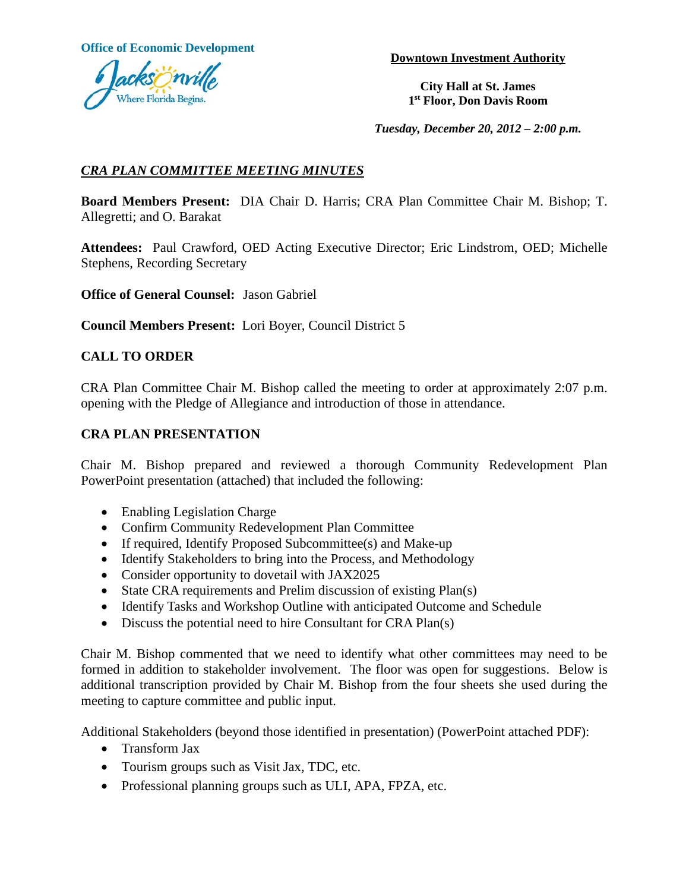Office of Economic Development

**Downtown Investment Authority**

**City Hall at St. James**
**1st Floor, Don Davis Room**

***Tuesday, December 20, 2012 – 2:00 p.m.***

## ***CRA PLAN COMMITTEE MEETING MINUTES***

**Board Members Present:** DIA Chair D. Harris; CRA Plan Committee Chair M. Bishop; T. Allegretti; and O. Barakat

**Attendees:** Paul Crawford, OED Acting Executive Director; Eric Lindstrom, OED; Michelle Stephens, Recording Secretary

**Office of General Counsel:** Jason Gabriel

**Council Members Present:** Lori Boyer, Council District 5

## CALL TO ORDER

CRA Plan Committee Chair M. Bishop called the meeting to order at approximately 2:07 p.m. opening with the Pledge of Allegiance and introduction of those in attendance.

## CRA PLAN PRESENTATION

Chair M. Bishop prepared and reviewed a thorough Community Redevelopment Plan PowerPoint presentation (attached) that included the following:

- Enabling Legislation Charge
- Confirm Community Redevelopment Plan Committee
- If required, Identify Proposed Subcommittee(s) and Make-up
- Identify Stakeholders to bring into the Process, and Methodology
- Consider opportunity to dovetail with JAX2025
- State CRA requirements and Prelim discussion of existing Plan(s)
- Identify Tasks and Workshop Outline with anticipated Outcome and Schedule
- Discuss the potential need to hire Consultant for CRA Plan(s)

Chair M. Bishop commented that we need to identify what other committees may need to be formed in addition to stakeholder involvement. The floor was open for suggestions. Below is additional transcription provided by Chair M. Bishop from the four sheets she used during the meeting to capture committee and public input.

Additional Stakeholders (beyond those identified in presentation) (PowerPoint attached PDF):

- Transform Jax
- Tourism groups such as Visit Jax, TDC, etc.
- Professional planning groups such as ULI, APA, FPZA, etc.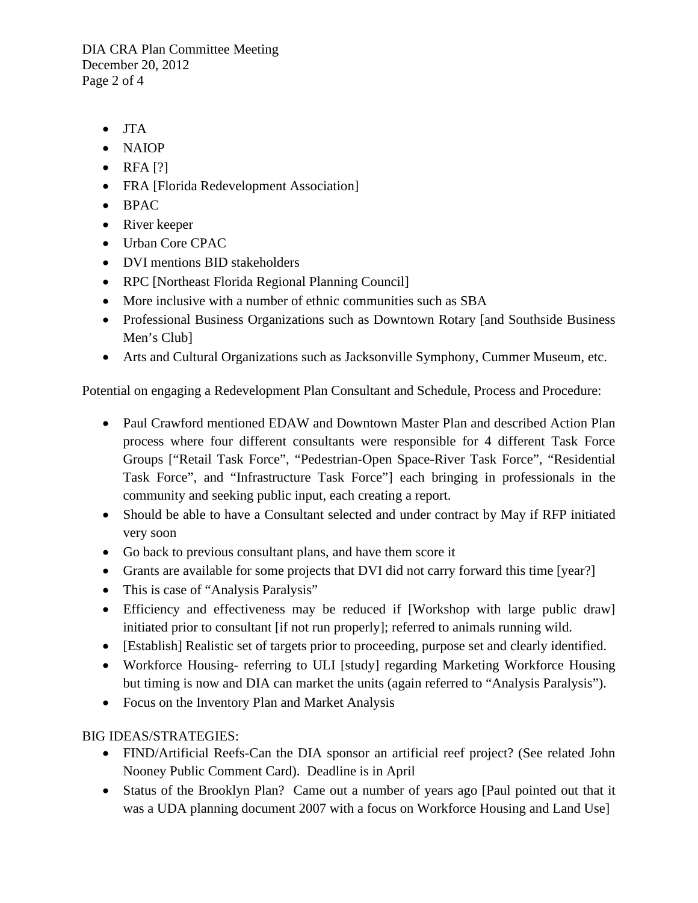- JTA
- NAIOP
- RFA [?]
- FRA [Florida Redevelopment Association]
- BPAC
- River keeper
- Urban Core CPAC
- DVI mentions BID stakeholders
- RPC [Northeast Florida Regional Planning Council]
- More inclusive with a number of ethnic communities such as SBA
- Professional Business Organizations such as Downtown Rotary [and Southside Business Men's Club]
- Arts and Cultural Organizations such as Jacksonville Symphony, Cummer Museum, etc.

Potential on engaging a Redevelopment Plan Consultant and Schedule, Process and Procedure:

- Paul Crawford mentioned EDAW and Downtown Master Plan and described Action Plan process where four different consultants were responsible for 4 different Task Force Groups ["Retail Task Force", "Pedestrian-Open Space-River Task Force", "Residential Task Force", and "Infrastructure Task Force"] each bringing in professionals in the community and seeking public input, each creating a report.
- Should be able to have a Consultant selected and under contract by May if RFP initiated very soon
- Go back to previous consultant plans, and have them score it
- Grants are available for some projects that DVI did not carry forward this time [year?]
- This is case of "Analysis Paralysis"
- Efficiency and effectiveness may be reduced if [Workshop with large public draw] initiated prior to consultant [if not run properly]; referred to animals running wild.
- [Establish] Realistic set of targets prior to proceeding, purpose set and clearly identified.
- Workforce Housing- referring to ULI [study] regarding Marketing Workforce Housing but timing is now and DIA can market the units (again referred to "Analysis Paralysis").
- Focus on the Inventory Plan and Market Analysis

BIG IDEAS/STRATEGIES:

- FIND/Artificial Reefs-Can the DIA sponsor an artificial reef project? (See related John Nooney Public Comment Card). Deadline is in April
- Status of the Brooklyn Plan? Came out a number of years ago [Paul pointed out that it was a UDA planning document 2007 with a focus on Workforce Housing and Land Use]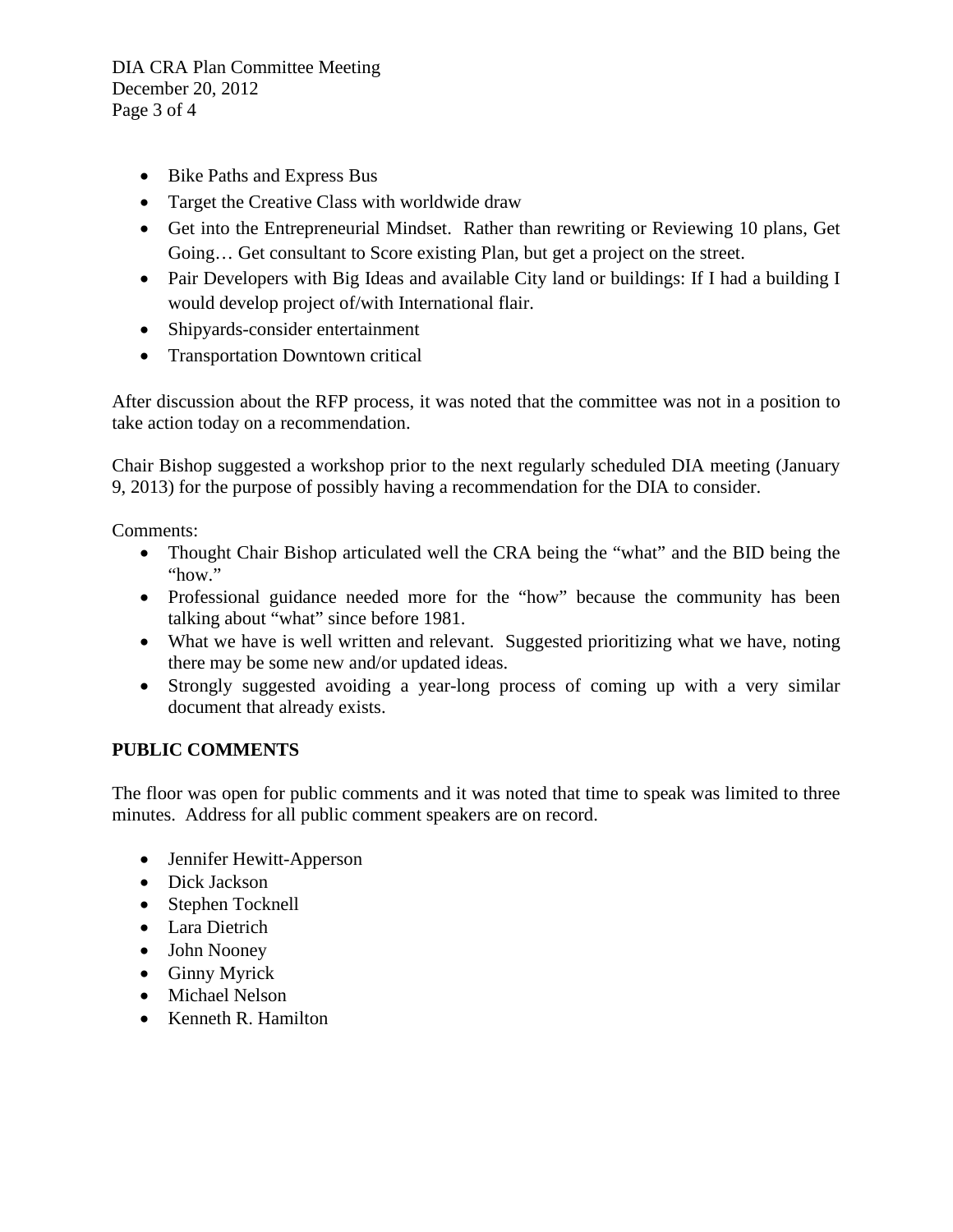- Bike Paths and Express Bus
- Target the Creative Class with worldwide draw
- Get into the Entrepreneurial Mindset. Rather than rewriting or Reviewing 10 plans, Get Going… Get consultant to Score existing Plan, but get a project on the street.
- Pair Developers with Big Ideas and available City land or buildings: If I had a building I would develop project of/with International flair.
- Shipyards-consider entertainment
- Transportation Downtown critical

After discussion about the RFP process, it was noted that the committee was not in a position to take action today on a recommendation.

Chair Bishop suggested a workshop prior to the next regularly scheduled DIA meeting (January 9, 2013) for the purpose of possibly having a recommendation for the DIA to consider.

Comments:

- Thought Chair Bishop articulated well the CRA being the "what" and the BID being the "how."
- Professional guidance needed more for the "how" because the community has been talking about "what" since before 1981.
- What we have is well written and relevant. Suggested prioritizing what we have, noting there may be some new and/or updated ideas.
- Strongly suggested avoiding a year-long process of coming up with a very similar document that already exists.

**PUBLIC COMMENTS**

The floor was open for public comments and it was noted that time to speak was limited to three minutes. Address for all public comment speakers are on record.

- Jennifer Hewitt-Apperson
- Dick Jackson
- Stephen Tocknell
- Lara Dietrich
- John Nooney
- Ginny Myrick
- Michael Nelson
- Kenneth R. Hamilton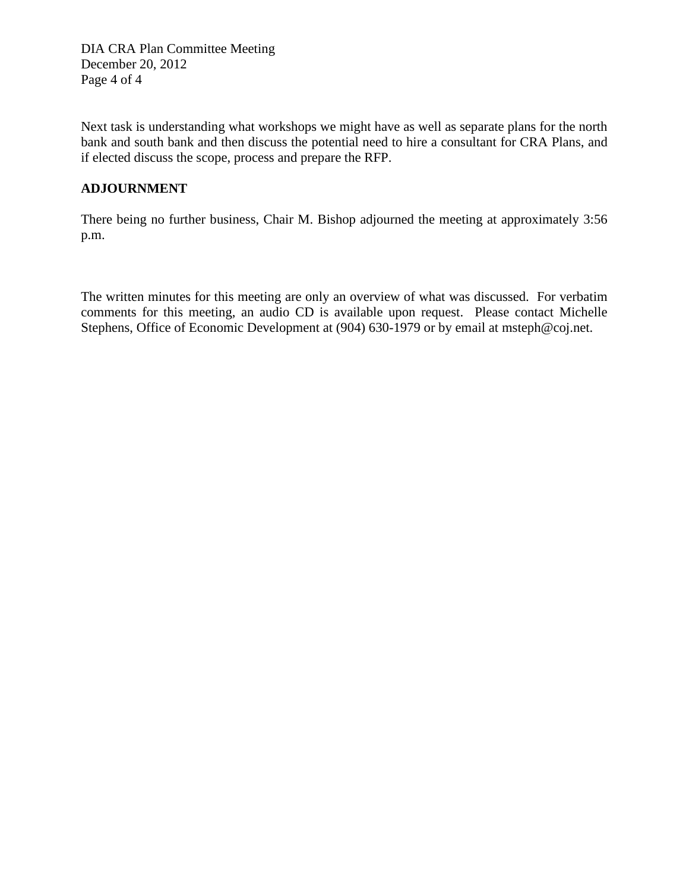Next task is understanding what workshops we might have as well as separate plans for the north bank and south bank and then discuss the potential need to hire a consultant for CRA Plans, and if elected discuss the scope, process and prepare the RFP.

**ADJOURNMENT**

There being no further business, Chair M. Bishop adjourned the meeting at approximately 3:56 p.m.

The written minutes for this meeting are only an overview of what was discussed. For verbatim comments for this meeting, an audio CD is available upon request. Please contact Michelle Stephens, Office of Economic Development at (904) 630-1979 or by email at msteph@coj.net.